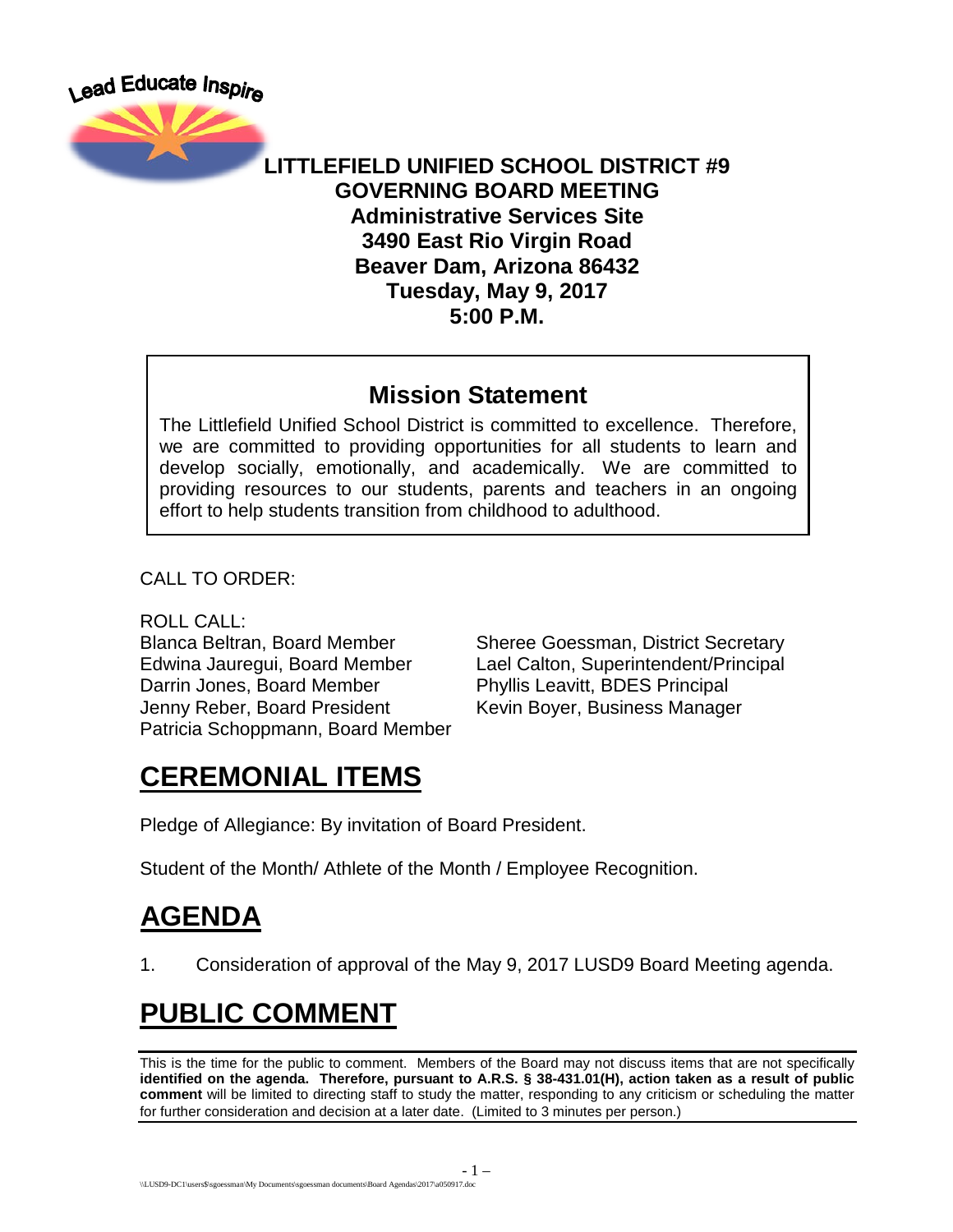Lead Educate Inspire

**LITTLEFIELD UNIFIED SCHOOL DISTRICT #9**
**GOVERNING BOARD MEETING**
**Administrative Services Site**
**3490 East Rio Virgin Road**
**Beaver Dam, Arizona 86432**
**Tuesday, May 9, 2017**
**5:00 P.M.**

## Mission Statement

The Littlefield Unified School District is committed to excellence. Therefore, we are committed to providing opportunities for all students to learn and develop socially, emotionally, and academically. We are committed to providing resources to our students, parents and teachers in an ongoing effort to help students transition from childhood to adulthood.

CALL TO ORDER:

ROLL CALL:

Blanca Beltran, Board Member
Edwina Jauregui, Board Member
Darrin Jones, Board Member
Jenny Reber, Board President
Patricia Schoppmann, Board Member

Sheree Goessman, District Secretary
Lael Calton, Superintendent/Principal
Phyllis Leavitt, BDES Principal
Kevin Boyer, Business Manager

# CEREMONIAL ITEMS

Pledge of Allegiance: By invitation of Board President.

Student of the Month/ Athlete of the Month / Employee Recognition.

# AGENDA

1. Consideration of approval of the May 9, 2017 LUSD9 Board Meeting agenda.

# PUBLIC COMMENT

This is the time for the public to comment. Members of the Board may not discuss items that are not specifically **identified on the agenda. Therefore, pursuant to A.R.S. § 38-431.01(H), action taken as a result of public comment** will be limited to directing staff to study the matter, responding to any criticism or scheduling the matter for further consideration and decision at a later date. (Limited to 3 minutes per person.)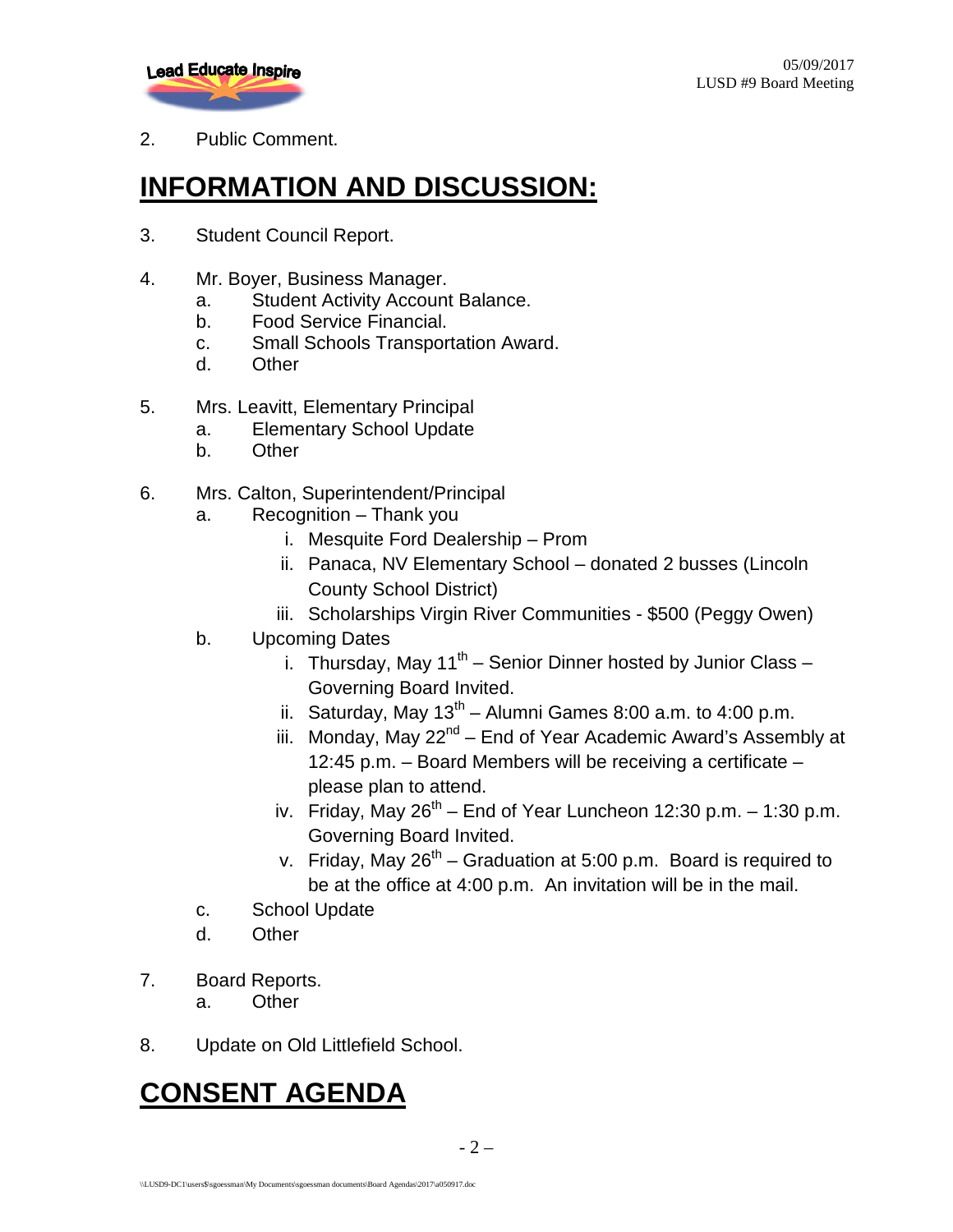2. Public Comment.

# INFORMATION AND DISCUSSION:

3. Student Council Report.

4. Mr. Boyer, Business Manager.
   a. Student Activity Account Balance.
   b. Food Service Financial.
   c. Small Schools Transportation Award.
   d. Other

5. Mrs. Leavitt, Elementary Principal
   a. Elementary School Update
   b. Other

6. Mrs. Calton, Superintendent/Principal
   a. Recognition – Thank you
      i. Mesquite Ford Dealership – Prom
      ii. Panaca, NV Elementary School – donated 2 busses (Lincoln County School District)
      iii. Scholarships Virgin River Communities - $500 (Peggy Owen)
   b. Upcoming Dates
      i. Thursday, May 11th – Senior Dinner hosted by Junior Class – Governing Board Invited.
      ii. Saturday, May 13th – Alumni Games 8:00 a.m. to 4:00 p.m.
      iii. Monday, May 22nd – End of Year Academic Award's Assembly at 12:45 p.m. – Board Members will be receiving a certificate – please plan to attend.
      iv. Friday, May 26th – End of Year Luncheon 12:30 p.m. – 1:30 p.m. Governing Board Invited.
      v. Friday, May 26th – Graduation at 5:00 p.m. Board is required to be at the office at 4:00 p.m. An invitation will be in the mail.
   c. School Update
   d. Other

7. Board Reports.
   a. Other

8. Update on Old Littlefield School.

# CONSENT AGENDA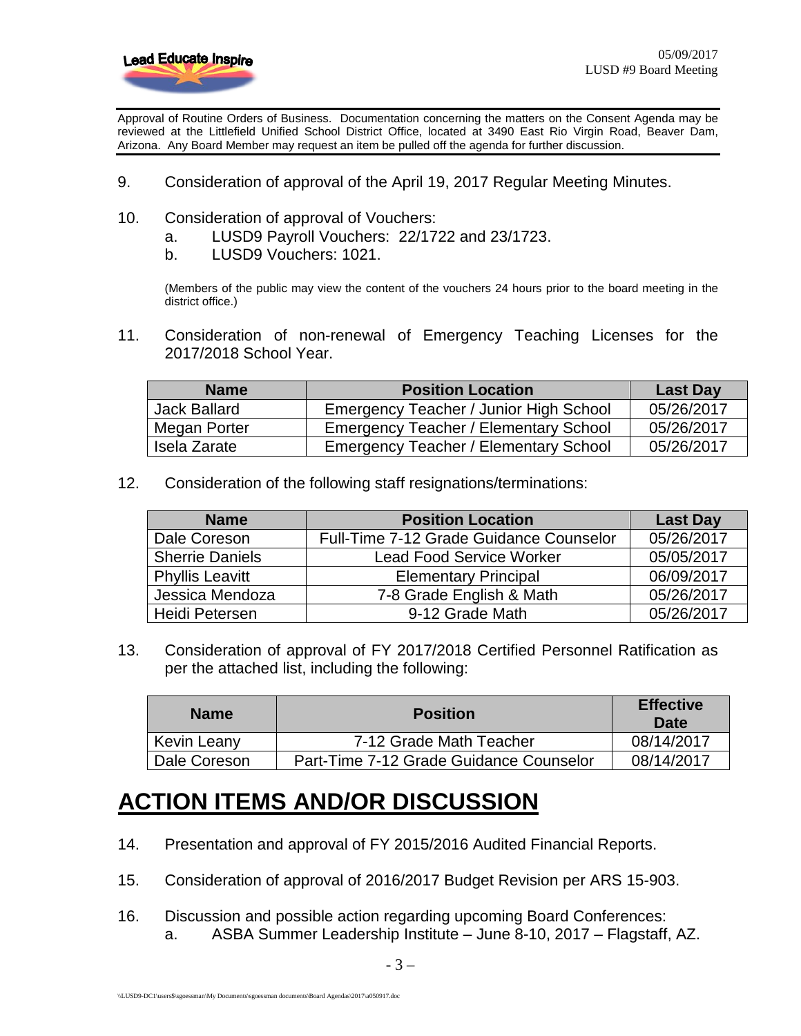Approval of Routine Orders of Business. Documentation concerning the matters on the Consent Agenda may be reviewed at the Littlefield Unified School District Office, located at 3490 East Rio Virgin Road, Beaver Dam, Arizona. Any Board Member may request an item be pulled off the agenda for further discussion.

9. Consideration of approval of the April 19, 2017 Regular Meeting Minutes.

10. Consideration of approval of Vouchers:
    a. LUSD9 Payroll Vouchers: 22/1722 and 23/1723.
    b. LUSD9 Vouchers: 1021.

    (Members of the public may view the content of the vouchers 24 hours prior to the board meeting in the district office.)

11. Consideration of non-renewal of Emergency Teaching Licenses for the 2017/2018 School Year.

| Name | Position Location | Last Day |
|---|---|---|
| Jack Ballard | Emergency Teacher / Junior High School | 05/26/2017 |
| Megan Porter | Emergency Teacher / Elementary School | 05/26/2017 |
| Isela Zarate | Emergency Teacher / Elementary School | 05/26/2017 |

12. Consideration of the following staff resignations/terminations:

| Name | Position Location | Last Day |
|---|---|---|
| Dale Coreson | Full-Time 7-12 Grade Guidance Counselor | 05/26/2017 |
| Sherrie Daniels | Lead Food Service Worker | 05/05/2017 |
| Phyllis Leavitt | Elementary Principal | 06/09/2017 |
| Jessica Mendoza | 7-8 Grade English & Math | 05/26/2017 |
| Heidi Petersen | 9-12 Grade Math | 05/26/2017 |

13. Consideration of approval of FY 2017/2018 Certified Personnel Ratification as per the attached list, including the following:

| Name | Position | Effective Date |
|---|---|---|
| Kevin Leany | 7-12 Grade Math Teacher | 08/14/2017 |
| Dale Coreson | Part-Time 7-12 Grade Guidance Counselor | 08/14/2017 |

# ACTION ITEMS AND/OR DISCUSSION

14. Presentation and approval of FY 2015/2016 Audited Financial Reports.

15. Consideration of approval of 2016/2017 Budget Revision per ARS 15-903.

16. Discussion and possible action regarding upcoming Board Conferences:
    a. ASBA Summer Leadership Institute – June 8-10, 2017 – Flagstaff, AZ.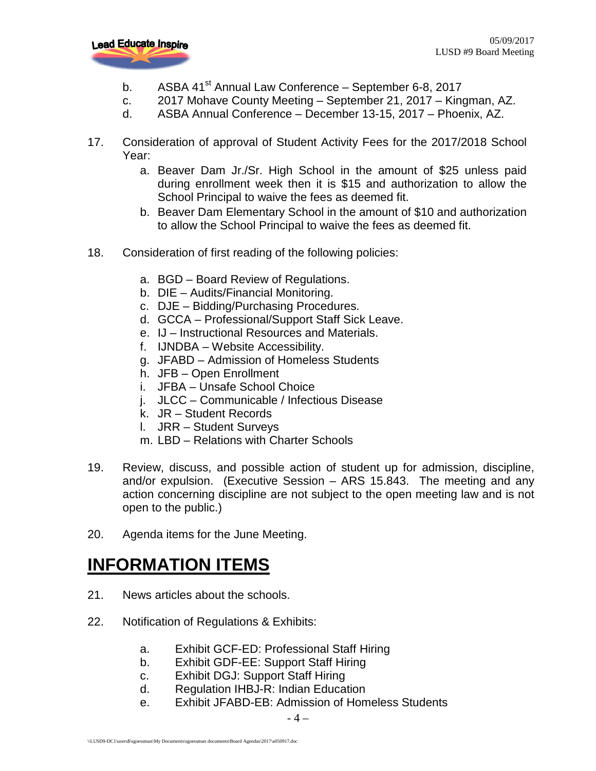b. ASBA 41st Annual Law Conference – September 6-8, 2017
c. 2017 Mohave County Meeting – September 21, 2017 – Kingman, AZ.
d. ASBA Annual Conference – December 13-15, 2017 – Phoenix, AZ.

17. Consideration of approval of Student Activity Fees for the 2017/2018 School Year:
    a. Beaver Dam Jr./Sr. High School in the amount of $25 unless paid during enrollment week then it is $15 and authorization to allow the School Principal to waive the fees as deemed fit.
    b. Beaver Dam Elementary School in the amount of $10 and authorization to allow the School Principal to waive the fees as deemed fit.

18. Consideration of first reading of the following policies:
    a. BGD – Board Review of Regulations.
    b. DIE – Audits/Financial Monitoring.
    c. DJE – Bidding/Purchasing Procedures.
    d. GCCA – Professional/Support Staff Sick Leave.
    e. IJ – Instructional Resources and Materials.
    f. IJNDBA – Website Accessibility.
    g. JFABD – Admission of Homeless Students
    h. JFB – Open Enrollment
    i. JFBA – Unsafe School Choice
    j. JLCC – Communicable / Infectious Disease
    k. JR – Student Records
    l. JRR – Student Surveys
    m. LBD – Relations with Charter Schools

19. Review, discuss, and possible action of student up for admission, discipline, and/or expulsion. (Executive Session – ARS 15.843. The meeting and any action concerning discipline are not subject to the open meeting law and is not open to the public.)

20. Agenda items for the June Meeting.

# INFORMATION ITEMS

21. News articles about the schools.

22. Notification of Regulations & Exhibits:
    a. Exhibit GCF-ED: Professional Staff Hiring
    b. Exhibit GDF-EE: Support Staff Hiring
    c. Exhibit DGJ: Support Staff Hiring
    d. Regulation IHBJ-R: Indian Education
    e. Exhibit JFABD-EB: Admission of Homeless Students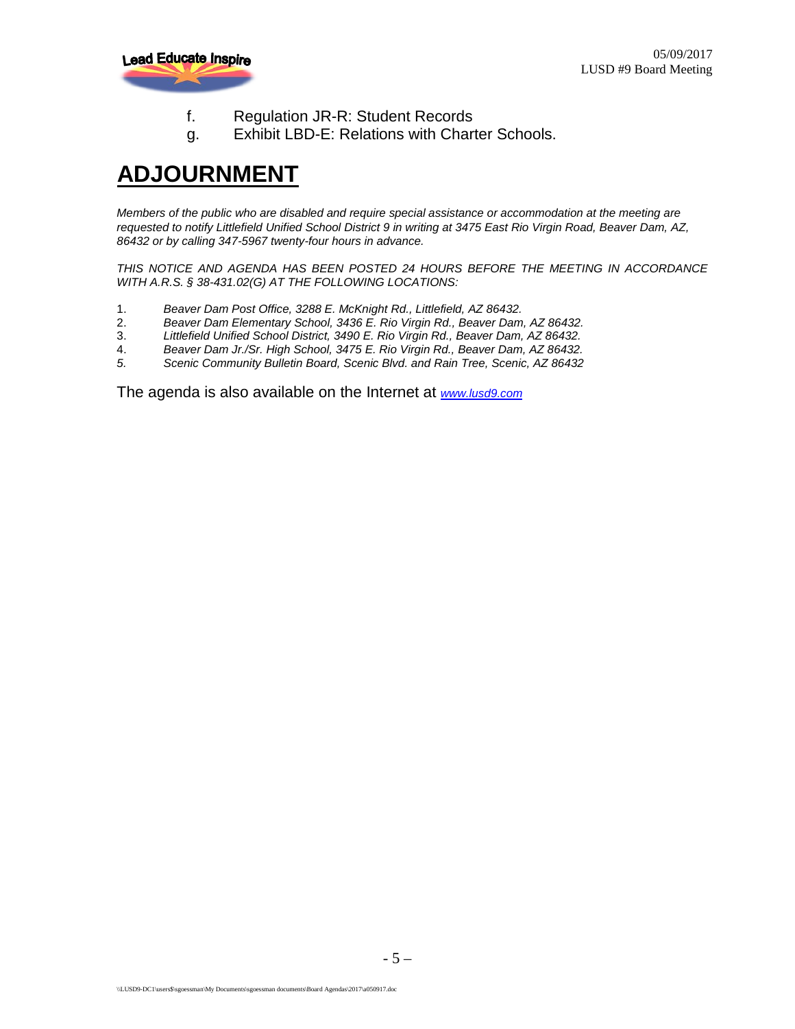f. Regulation JR-R: Student Records

g. Exhibit LBD-E: Relations with Charter Schools.

# ADJOURNMENT

*Members of the public who are disabled and require special assistance or accommodation at the meeting are requested to notify Littlefield Unified School District 9 in writing at 3475 East Rio Virgin Road, Beaver Dam, AZ, 86432 or by calling 347-5967 twenty-four hours in advance.*

*THIS NOTICE AND AGENDA HAS BEEN POSTED 24 HOURS BEFORE THE MEETING IN ACCORDANCE WITH A.R.S. § 38-431.02(G) AT THE FOLLOWING LOCATIONS:*

1. *Beaver Dam Post Office, 3288 E. McKnight Rd., Littlefield, AZ 86432.*
2. *Beaver Dam Elementary School, 3436 E. Rio Virgin Rd., Beaver Dam, AZ 86432.*
3. *Littlefield Unified School District, 3490 E. Rio Virgin Rd., Beaver Dam, AZ 86432.*
4. *Beaver Dam Jr./Sr. High School, 3475 E. Rio Virgin Rd., Beaver Dam, AZ 86432.*
5. *Scenic Community Bulletin Board, Scenic Blvd. and Rain Tree, Scenic, AZ 86432*

The agenda is also available on the Internet at *www.lusd9.com*